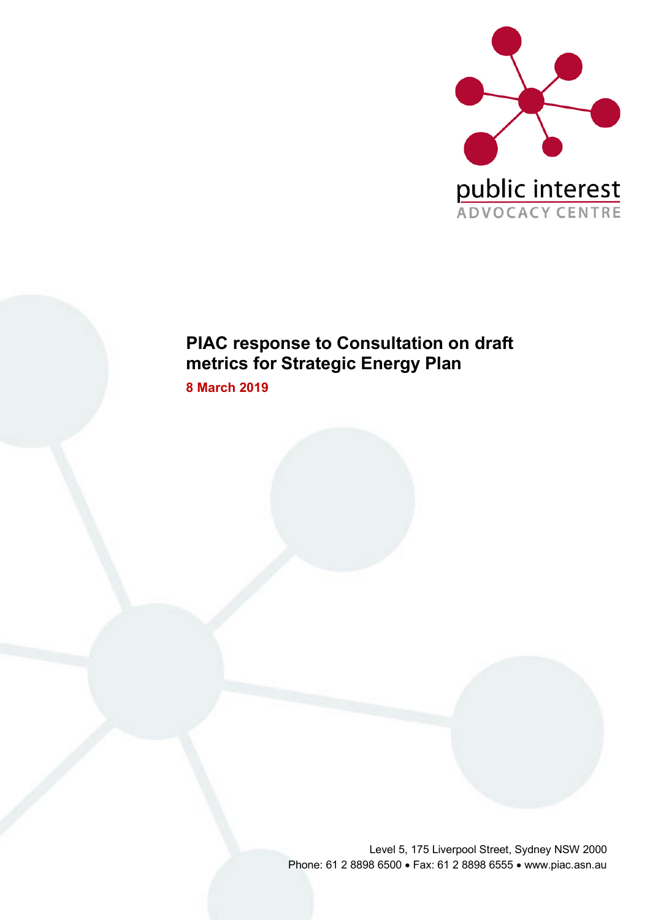public interest
ADVOCACY CENTRE

# PIAC response to Consultation on draft metrics for Strategic Energy Plan

**8 March 2019**

Level 5, 175 Liverpool Street, Sydney NSW 2000
Phone: 61 2 8898 6500 • Fax: 61 2 8898 6555 • www.piac.asn.au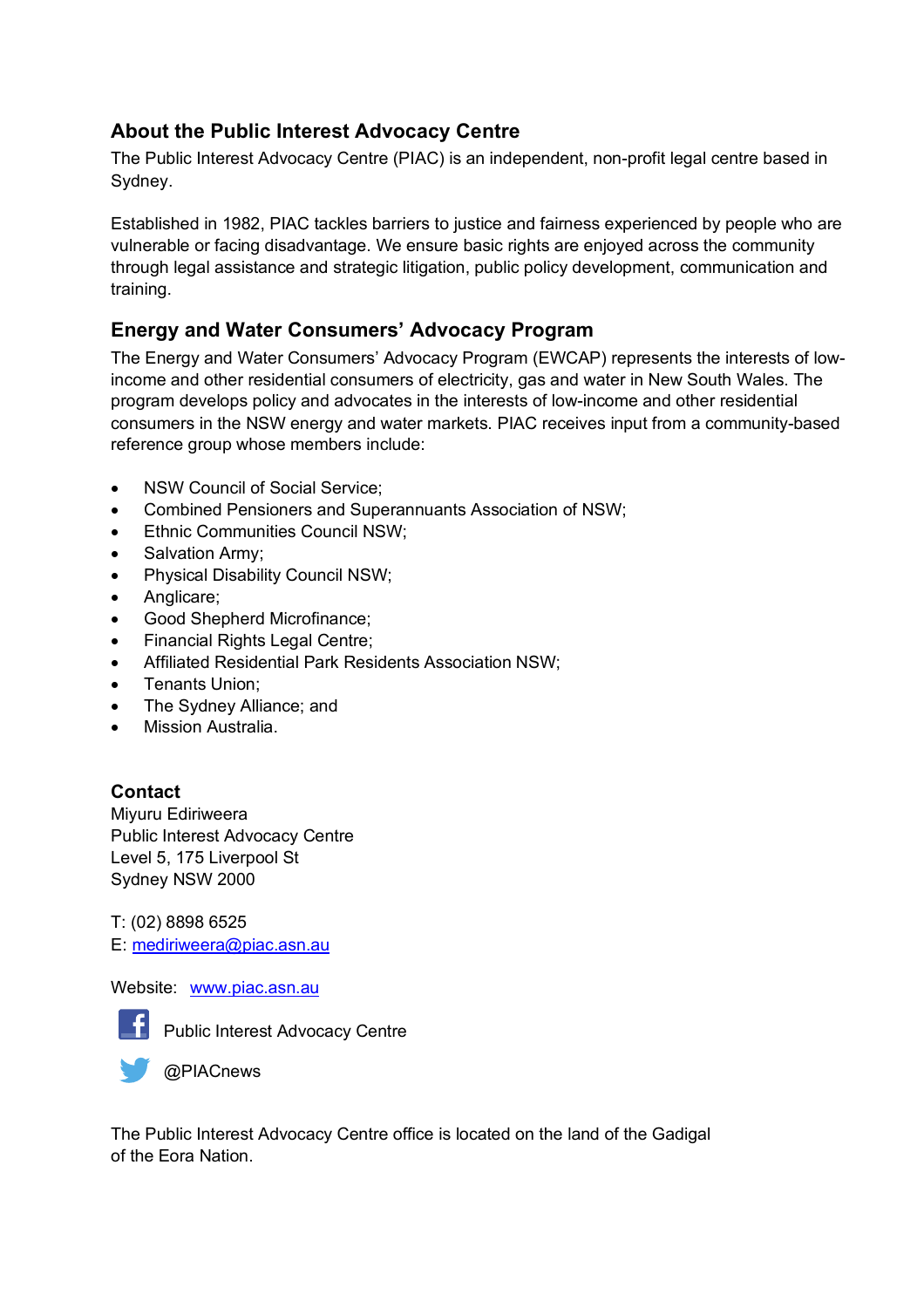## About the Public Interest Advocacy Centre

The Public Interest Advocacy Centre (PIAC) is an independent, non-profit legal centre based in Sydney.

Established in 1982, PIAC tackles barriers to justice and fairness experienced by people who are vulnerable or facing disadvantage. We ensure basic rights are enjoyed across the community through legal assistance and strategic litigation, public policy development, communication and training.

## Energy and Water Consumers' Advocacy Program

The Energy and Water Consumers' Advocacy Program (EWCAP) represents the interests of low-income and other residential consumers of electricity, gas and water in New South Wales. The program develops policy and advocates in the interests of low-income and other residential consumers in the NSW energy and water markets. PIAC receives input from a community-based reference group whose members include:

- NSW Council of Social Service;
- Combined Pensioners and Superannuants Association of NSW;
- Ethnic Communities Council NSW;
- Salvation Army;
- Physical Disability Council NSW;
- Anglicare;
- Good Shepherd Microfinance;
- Financial Rights Legal Centre;
- Affiliated Residential Park Residents Association NSW;
- Tenants Union;
- The Sydney Alliance; and
- Mission Australia.

**Contact**

Miyuru Ediriweera
Public Interest Advocacy Centre
Level 5, 175 Liverpool St
Sydney NSW 2000

T: (02) 8898 6525
E: mediriweera@piac.asn.au

Website: www.piac.asn.au

Public Interest Advocacy Centre

@PIACnews

The Public Interest Advocacy Centre office is located on the land of the Gadigal of the Eora Nation.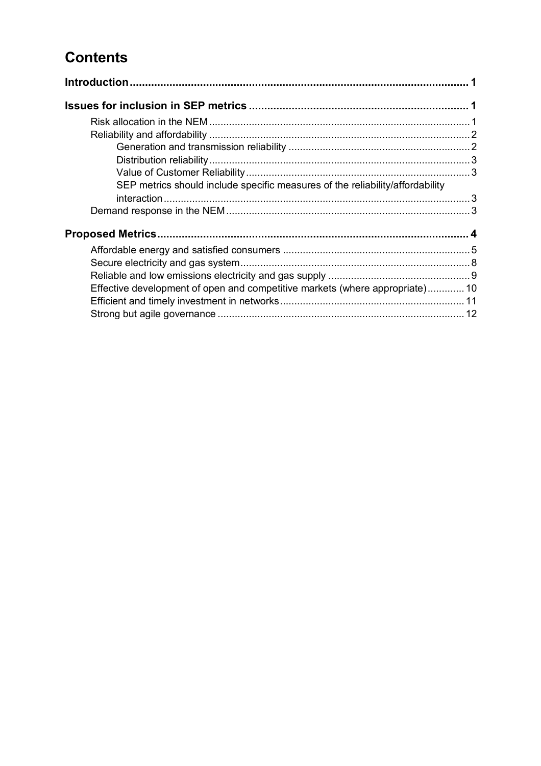# Contents

**Introduction** ........................................................................................................ 1

**Issues for inclusion in SEP metrics** ........................................................................ 1

- Risk allocation in the NEM ........................................................................................ 1
- Reliability and affordability ........................................................................................ 2
  - Generation and transmission reliability ................................................................ 2
  - Distribution reliability ........................................................................................ 3
  - Value of Customer Reliability ............................................................................ 3
  - SEP metrics should include specific measures of the reliability/affordability interaction ........................................................................................................ 3
- Demand response in the NEM .................................................................................... 3

**Proposed Metrics** ................................................................................................... 4

- Affordable energy and satisfied consumers ................................................................ 5
- Secure electricity and gas system ................................................................................ 8
- Reliable and low emissions electricity and gas supply ................................................ 9
- Effective development of open and competitive markets (where appropriate) ............ 10
- Efficient and timely investment in networks ................................................................ 11
- Strong but agile governance ...................................................................................... 12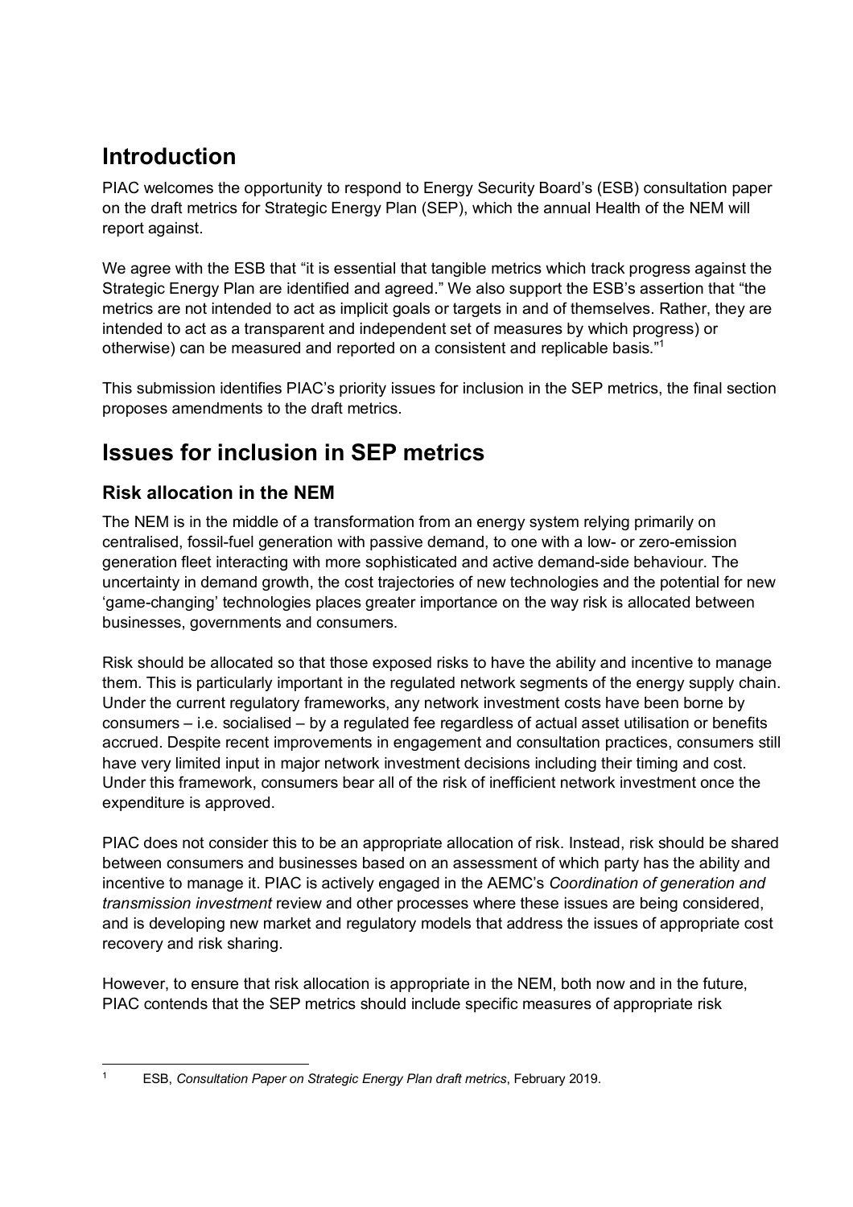# Introduction

PIAC welcomes the opportunity to respond to Energy Security Board's (ESB) consultation paper on the draft metrics for Strategic Energy Plan (SEP), which the annual Health of the NEM will report against.

We agree with the ESB that "it is essential that tangible metrics which track progress against the Strategic Energy Plan are identified and agreed." We also support the ESB's assertion that "the metrics are not intended to act as implicit goals or targets in and of themselves. Rather, they are intended to act as a transparent and independent set of measures by which progress) or otherwise) can be measured and reported on a consistent and replicable basis."[1]

This submission identifies PIAC's priority issues for inclusion in the SEP metrics, the final section proposes amendments to the draft metrics.

# Issues for inclusion in SEP metrics

## Risk allocation in the NEM

The NEM is in the middle of a transformation from an energy system relying primarily on centralised, fossil-fuel generation with passive demand, to one with a low- or zero-emission generation fleet interacting with more sophisticated and active demand-side behaviour. The uncertainty in demand growth, the cost trajectories of new technologies and the potential for new 'game-changing' technologies places greater importance on the way risk is allocated between businesses, governments and consumers.

Risk should be allocated so that those exposed risks to have the ability and incentive to manage them. This is particularly important in the regulated network segments of the energy supply chain. Under the current regulatory frameworks, any network investment costs have been borne by consumers – i.e. socialised – by a regulated fee regardless of actual asset utilisation or benefits accrued. Despite recent improvements in engagement and consultation practices, consumers still have very limited input in major network investment decisions including their timing and cost. Under this framework, consumers bear all of the risk of inefficient network investment once the expenditure is approved.

PIAC does not consider this to be an appropriate allocation of risk. Instead, risk should be shared between consumers and businesses based on an assessment of which party has the ability and incentive to manage it. PIAC is actively engaged in the AEMC's *Coordination of generation and transmission investment* review and other processes where these issues are being considered, and is developing new market and regulatory models that address the issues of appropriate cost recovery and risk sharing.

However, to ensure that risk allocation is appropriate in the NEM, both now and in the future, PIAC contends that the SEP metrics should include specific measures of appropriate risk

---

[1] ESB, *Consultation Paper on Strategic Energy Plan draft metrics*, February 2019.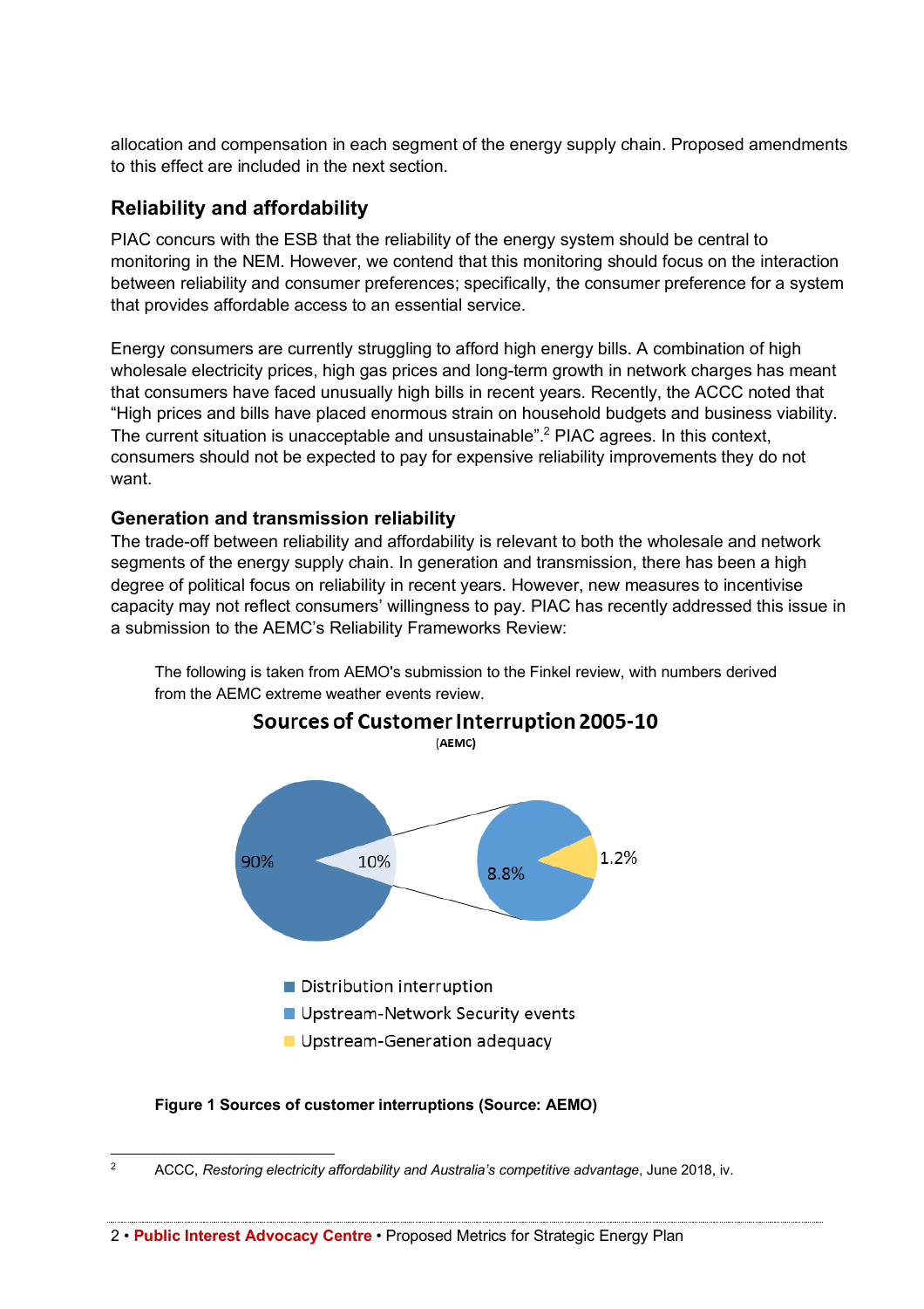allocation and compensation in each segment of the energy supply chain. Proposed amendments to this effect are included in the next section.

## Reliability and affordability

PIAC concurs with the ESB that the reliability of the energy system should be central to monitoring in the NEM. However, we contend that this monitoring should focus on the interaction between reliability and consumer preferences; specifically, the consumer preference for a system that provides affordable access to an essential service.

Energy consumers are currently struggling to afford high energy bills. A combination of high wholesale electricity prices, high gas prices and long-term growth in network charges has meant that consumers have faced unusually high bills in recent years. Recently, the ACCC noted that "High prices and bills have placed enormous strain on household budgets and business viability. The current situation is unacceptable and unsustainable".[2] PIAC agrees. In this context, consumers should not be expected to pay for expensive reliability improvements they do not want.

### Generation and transmission reliability

The trade-off between reliability and affordability is relevant to both the wholesale and network segments of the energy supply chain. In generation and transmission, there has been a high degree of political focus on reliability in recent years. However, new measures to incentivise capacity may not reflect consumers' willingness to pay. PIAC has recently addressed this issue in a submission to the AEMC's Reliability Frameworks Review:

> The following is taken from AEMO's submission to the Finkel review, with numbers derived from the AEMC extreme weather events review.

**Sources of Customer Interruption 2005-10**
(AEMC)

- Distribution interruption: 90%
- Upstream-Network Security events: 8.8%
- Upstream-Generation adequacy: 1.2%

**Figure 1 Sources of customer interruptions (Source: AEMO)**

---

[2] ACCC, *Restoring electricity affordability and Australia's competitive advantage*, June 2018, iv.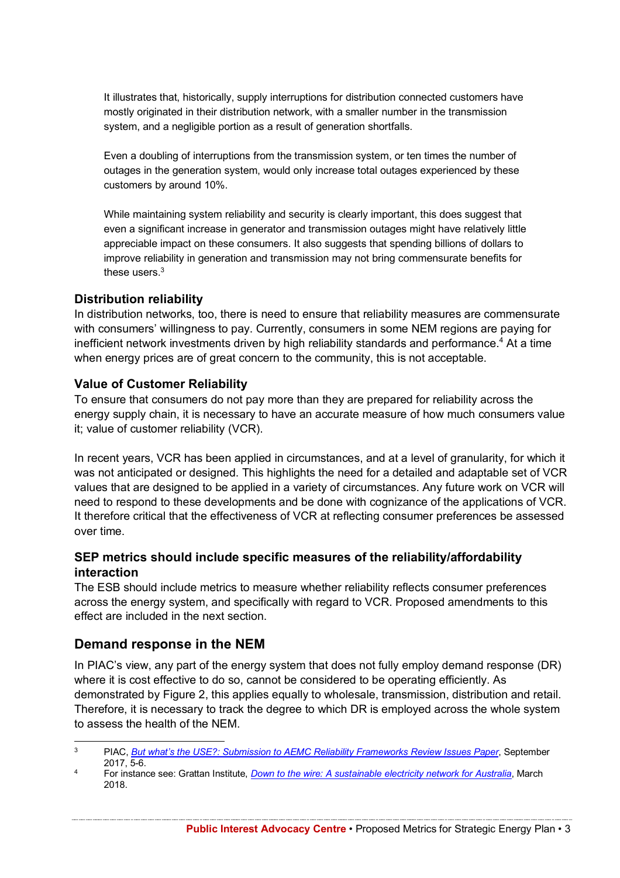> It illustrates that, historically, supply interruptions for distribution connected customers have mostly originated in their distribution network, with a smaller number in the transmission system, and a negligible portion as a result of generation shortfalls.
>
> Even a doubling of interruptions from the transmission system, or ten times the number of outages in the generation system, would only increase total outages experienced by these customers by around 10%.
>
> While maintaining system reliability and security is clearly important, this does suggest that even a significant increase in generator and transmission outages might have relatively little appreciable impact on these consumers. It also suggests that spending billions of dollars to improve reliability in generation and transmission may not bring commensurate benefits for these users.[3]

### Distribution reliability

In distribution networks, too, there is need to ensure that reliability measures are commensurate with consumers' willingness to pay. Currently, consumers in some NEM regions are paying for inefficient network investments driven by high reliability standards and performance.[4] At a time when energy prices are of great concern to the community, this is not acceptable.

### Value of Customer Reliability

To ensure that consumers do not pay more than they are prepared for reliability across the energy supply chain, it is necessary to have an accurate measure of how much consumers value it; value of customer reliability (VCR).

In recent years, VCR has been applied in circumstances, and at a level of granularity, for which it was not anticipated or designed. This highlights the need for a detailed and adaptable set of VCR values that are designed to be applied in a variety of circumstances. Any future work on VCR will need to respond to these developments and be done with cognizance of the applications of VCR. It therefore critical that the effectiveness of VCR at reflecting consumer preferences be assessed over time.

### SEP metrics should include specific measures of the reliability/affordability interaction

The ESB should include metrics to measure whether reliability reflects consumer preferences across the energy system, and specifically with regard to VCR. Proposed amendments to this effect are included in the next section.

## Demand response in the NEM

In PIAC's view, any part of the energy system that does not fully employ demand response (DR) where it is cost effective to do so, cannot be considered to be operating efficiently. As demonstrated by Figure 2, this applies equally to wholesale, transmission, distribution and retail. Therefore, it is necessary to track the degree to which DR is employed across the whole system to assess the health of the NEM.

---

[3] PIAC, *But what's the USE?: Submission to AEMC Reliability Frameworks Review Issues Paper*, September 2017, 5-6.

[4] For instance see: Grattan Institute, *Down to the wire: A sustainable electricity network for Australia*, March 2018.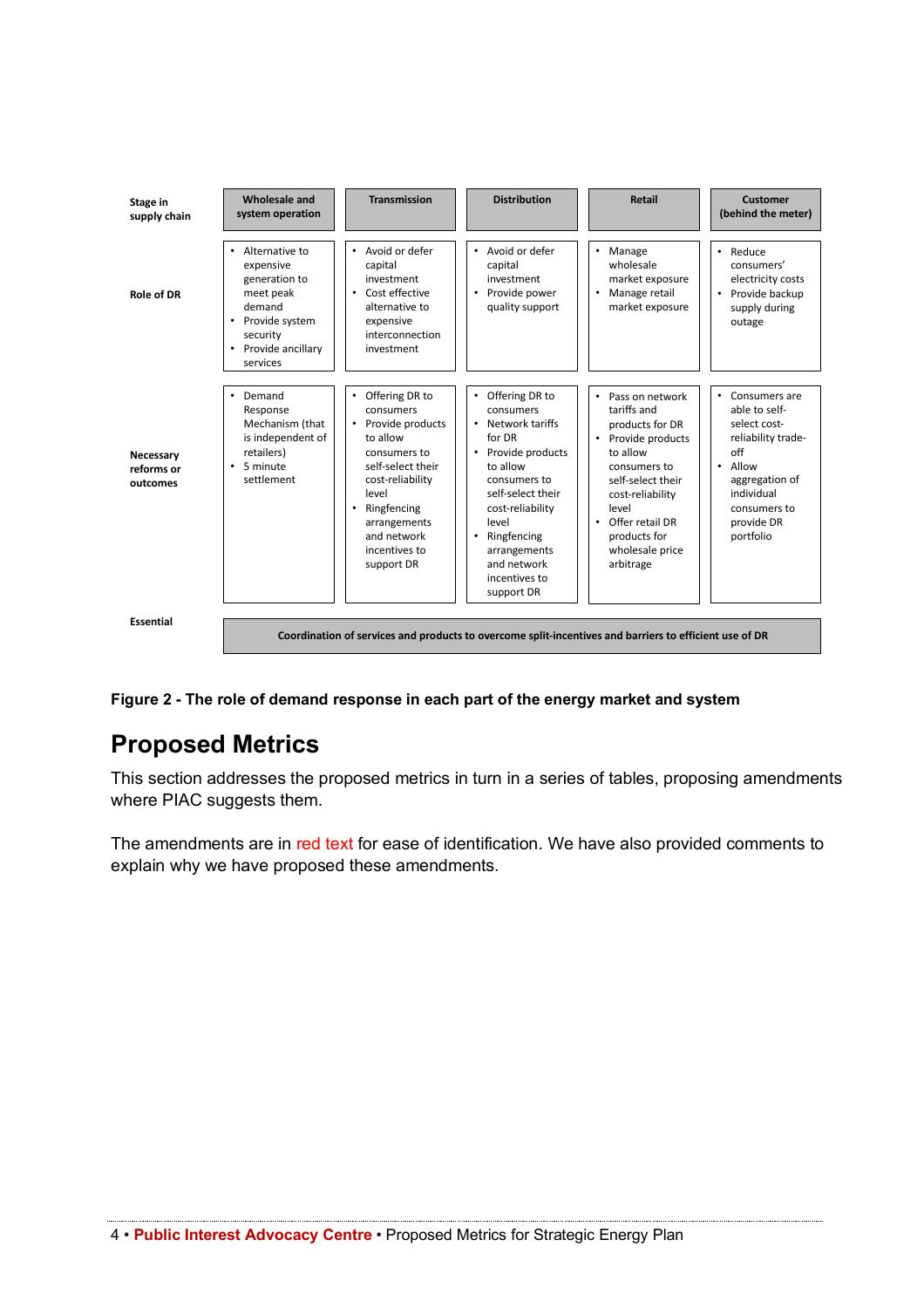| Stage in supply chain | Wholesale and system operation | Transmission | Distribution | Retail | Customer (behind the meter) |
|---|---|---|---|---|---|
| Role of DR | • Alternative to expensive generation to meet peak demand<br>• Provide system security<br>• Provide ancillary services | • Avoid or defer capital investment<br>• Cost effective alternative to expensive interconnection investment | • Avoid or defer capital investment<br>• Provide power quality support | • Manage wholesale market exposure<br>• Manage retail market exposure | • Reduce consumers' electricity costs<br>• Provide backup supply during outage |
| Necessary reforms or outcomes | • Demand Response Mechanism (that is independent of retailers)<br>• 5 minute settlement | • Offering DR to consumers<br>• Provide products to allow consumers to self-select their cost-reliability level<br>• Ringfencing arrangements and network incentives to support DR | • Offering DR to consumers<br>• Network tariffs for DR<br>• Provide products to allow consumers to self-select their cost-reliability level<br>• Ringfencing arrangements and network incentives to support DR | • Pass on network tariffs and products for DR<br>• Provide products to allow consumers to self-select their cost-reliability level<br>• Offer retail DR products for wholesale price arbitrage | • Consumers are able to self-select cost-reliability trade-off<br>• Allow aggregation of individual consumers to provide DR portfolio |
| Essential | Coordination of services and products to overcome split-incentives and barriers to efficient use of DR | | | | |

**Figure 2 - The role of demand response in each part of the energy market and system**

## Proposed Metrics

This section addresses the proposed metrics in turn in a series of tables, proposing amendments where PIAC suggests them.

The amendments are in red text for ease of identification. We have also provided comments to explain why we have proposed these amendments.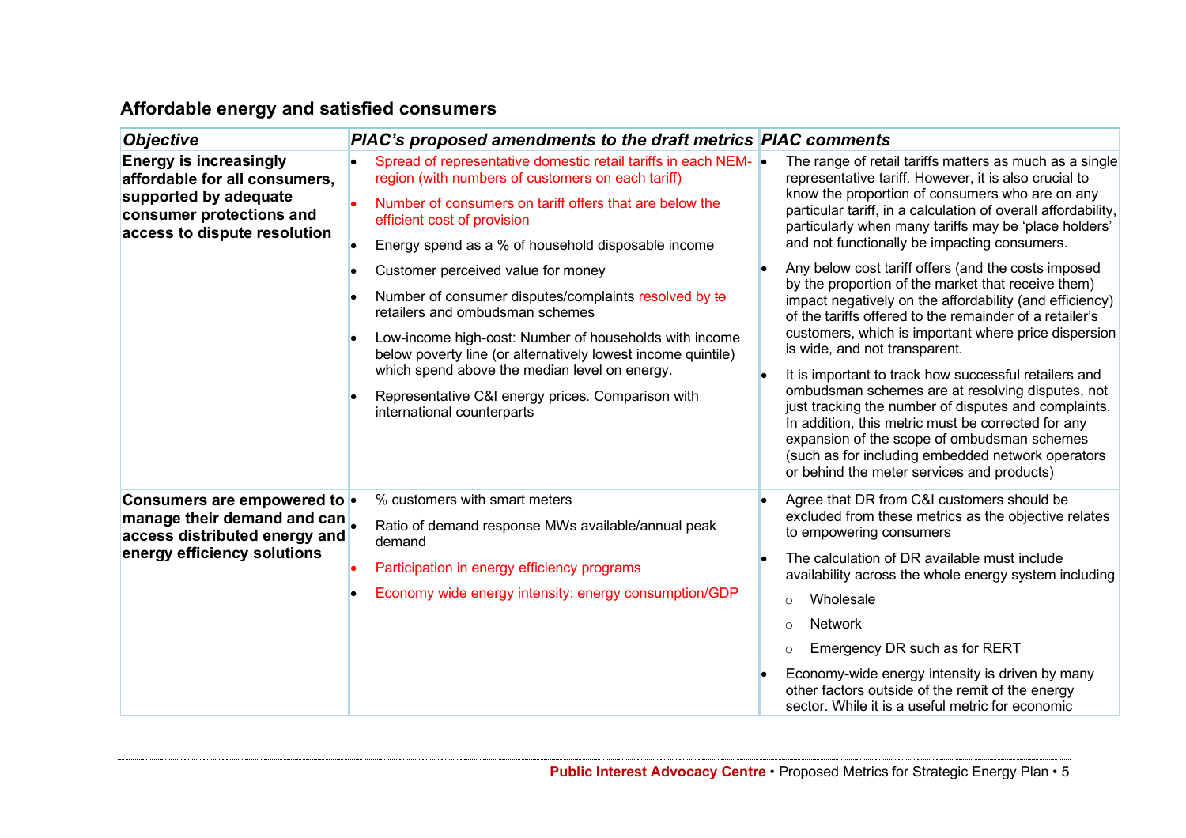## Affordable energy and satisfied consumers

| *Objective* | *PIAC's proposed amendments to the draft metrics* | *PIAC comments* |
|---|---|---|
| **Energy is increasingly affordable for all consumers, supported by adequate consumer protections and access to dispute resolution** | • Spread of representative domestic retail tariffs in each NEM-region (with numbers of customers on each tariff)<br>• Number of consumers on tariff offers that are below the efficient cost of provision<br>• Energy spend as a % of household disposable income<br>• Customer perceived value for money<br>• Number of consumer disputes/complaints resolved by ~~to~~ retailers and ombudsman schemes<br>• Low-income high-cost: Number of households with income below poverty line (or alternatively lowest income quintile) which spend above the median level on energy.<br>• Representative C&I energy prices. Comparison with international counterparts | • The range of retail tariffs matters as much as a single representative tariff. However, it is also crucial to know the proportion of consumers who are on any particular tariff, in a calculation of overall affordability, particularly when many tariffs may be 'place holders' and not functionally be impacting consumers.<br>• Any below cost tariff offers (and the costs imposed by the proportion of the market that receive them) impact negatively on the affordability (and efficiency) of the tariffs offered to the remainder of a retailer's customers, which is important where price dispersion is wide, and not transparent.<br>• It is important to track how successful retailers and ombudsman schemes are at resolving disputes, not just tracking the number of disputes and complaints. In addition, this metric must be corrected for any expansion of the scope of ombudsman schemes (such as for including embedded network operators or behind the meter services and products) |
| **Consumers are empowered to manage their demand and can access distributed energy and energy efficiency solutions** | • % customers with smart meters<br>• Ratio of demand response MWs available/annual peak demand<br>• Participation in energy efficiency programs<br>• ~~Economy wide energy intensity: energy consumption/GDP~~ | • Agree that DR from C&I customers should be excluded from these metrics as the objective relates to empowering consumers<br>• The calculation of DR available must include availability across the whole energy system including<br>&nbsp;&nbsp;○ Wholesale<br>&nbsp;&nbsp;○ Network<br>&nbsp;&nbsp;○ Emergency DR such as for RERT<br>• Economy-wide energy intensity is driven by many other factors outside of the remit of the energy sector. While it is a useful metric for economic |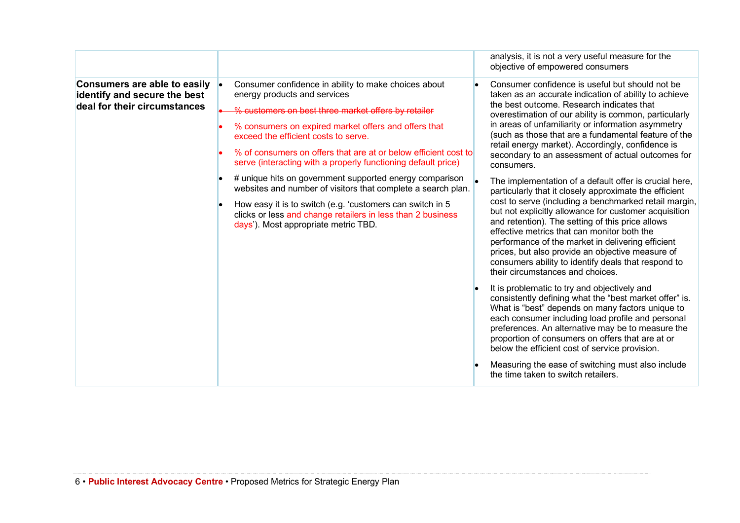| | | |
|---|---|---|
| | | analysis, it is not a very useful measure for the objective of empowered consumers |
| **Consumers are able to easily identify and secure the best deal for their circumstances** | • Consumer confidence in ability to make choices about energy products and services<br>• ~~% customers on best three market offers by retailer~~<br>• % consumers on expired market offers and offers that exceed the efficient costs to serve.<br>• % of consumers on offers that are at or below efficient cost to serve (interacting with a properly functioning default price)<br>• # unique hits on government supported energy comparison websites and number of visitors that complete a search plan.<br>• How easy it is to switch (e.g. 'customers can switch in 5 clicks or less and change retailers in less than 2 business days'). Most appropriate metric TBD. | • Consumer confidence is useful but should not be taken as an accurate indication of ability to achieve the best outcome. Research indicates that overestimation of our ability is common, particularly in areas of unfamiliarity or information asymmetry (such as those that are a fundamental feature of the retail energy market). Accordingly, confidence is secondary to an assessment of actual outcomes for consumers.<br>• The implementation of a default offer is crucial here, particularly that it closely approximate the efficient cost to serve (including a benchmarked retail margin, but not explicitly allowance for customer acquisition and retention). The setting of this price allows effective metrics that can monitor both the performance of the market in delivering efficient prices, but also provide an objective measure of consumers ability to identify deals that respond to their circumstances and choices.<br>• It is problematic to try and objectively and consistently defining what the "best market offer" is. What is "best" depends on many factors unique to each consumer including load profile and personal preferences. An alternative may be to measure the proportion of consumers on offers that are at or below the efficient cost of service provision.<br>• Measuring the ease of switching must also include the time taken to switch retailers. |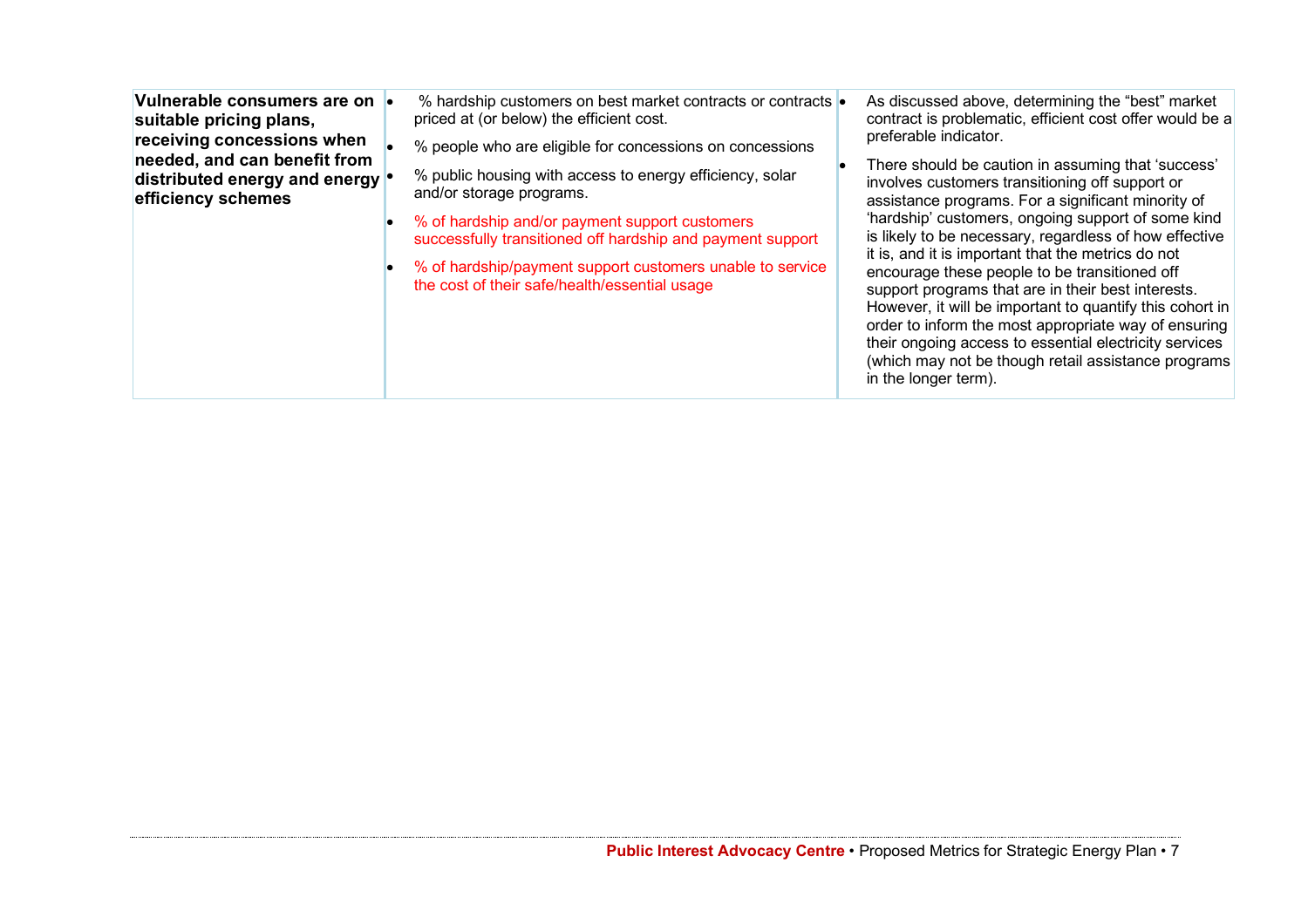| | | |
|---|---|---|
| **Vulnerable consumers are on suitable pricing plans, receiving concessions when needed, and can benefit from distributed energy and energy efficiency schemes** | • % hardship customers on best market contracts or contracts priced at (or below) the efficient cost.<br>• % people who are eligible for concessions on concessions<br>• % public housing with access to energy efficiency, solar and/or storage programs.<br>• % of hardship and/or payment support customers successfully transitioned off hardship and payment support<br>• % of hardship/payment support customers unable to service the cost of their safe/health/essential usage | • As discussed above, determining the "best" market contract is problematic, efficient cost offer would be a preferable indicator.<br>• There should be caution in assuming that 'success' involves customers transitioning off support or assistance programs. For a significant minority of 'hardship' customers, ongoing support of some kind is likely to be necessary, regardless of how effective it is, and it is important that the metrics do not encourage these people to be transitioned off support programs that are in their best interests. However, it will be important to quantify this cohort in order to inform the most appropriate way of ensuring their ongoing access to essential electricity services (which may not be though retail assistance programs in the longer term). |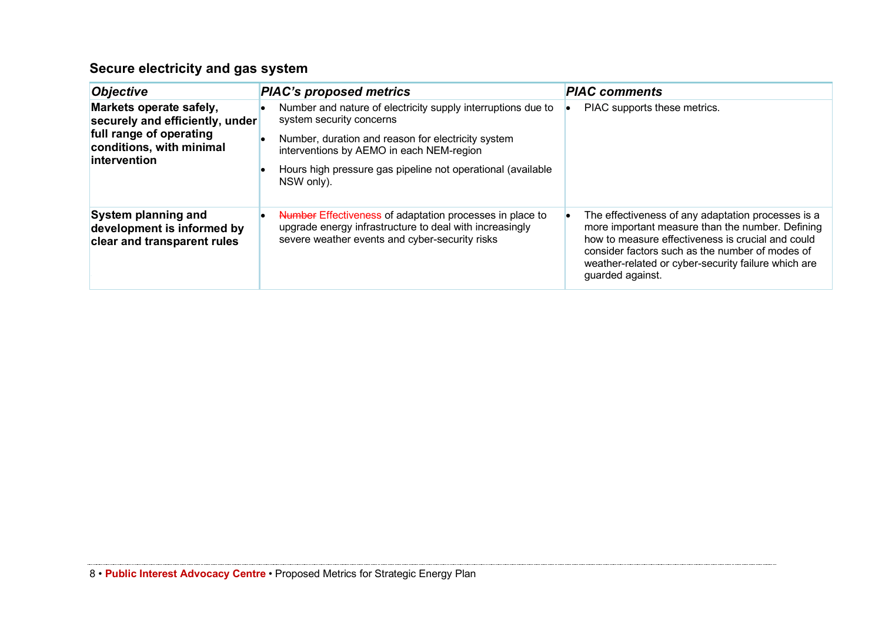## Secure electricity and gas system

| *Objective* | *PIAC's proposed metrics* | *PIAC comments* |
|---|---|---|
| **Markets operate safely, securely and efficiently, under full range of operating conditions, with minimal intervention** | • Number and nature of electricity supply interruptions due to system security concerns<br>• Number, duration and reason for electricity system interventions by AEMO in each NEM-region<br>• Hours high pressure gas pipeline not operational (available NSW only). | • PIAC supports these metrics. |
| **System planning and development is informed by clear and transparent rules** | • ~~Number~~ Effectiveness of adaptation processes in place to upgrade energy infrastructure to deal with increasingly severe weather events and cyber-security risks | • The effectiveness of any adaptation processes is a more important measure than the number. Defining how to measure effectiveness is crucial and could consider factors such as the number of modes of weather-related or cyber-security failure which are guarded against. |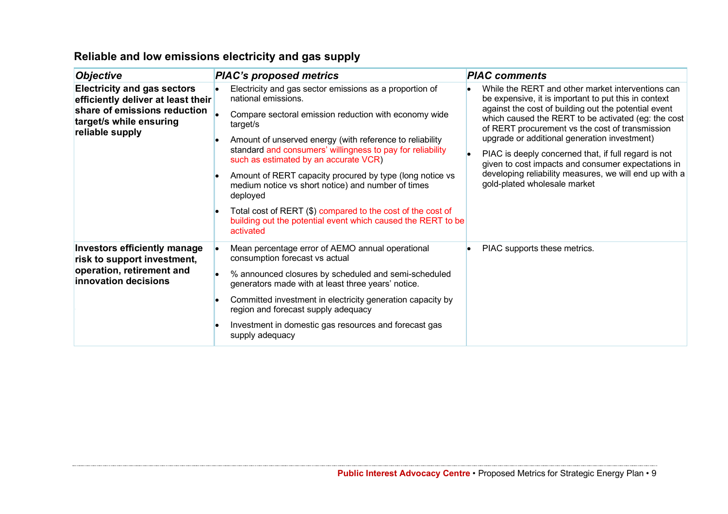## Reliable and low emissions electricity and gas supply

| *Objective* | *PIAC's proposed metrics* | *PIAC comments* |
|---|---|---|
| **Electricity and gas sectors efficiently deliver at least their share of emissions reduction target/s while ensuring reliable supply** | • Electricity and gas sector emissions as a proportion of national emissions.<br>• Compare sectoral emission reduction with economy wide target/s<br>• Amount of unserved energy (with reference to reliability standard and consumers' willingness to pay for reliability such as estimated by an accurate VCR)<br>• Amount of RERT capacity procured by type (long notice vs medium notice vs short notice) and number of times deployed<br>• Total cost of RERT ($) compared to the cost of the cost of building out the potential event which caused the RERT to be activated | • While the RERT and other market interventions can be expensive, it is important to put this in context against the cost of building out the potential event which caused the RERT to be activated (eg: the cost of RERT procurement vs the cost of transmission upgrade or additional generation investment)<br>• PIAC is deeply concerned that, if full regard is not given to cost impacts and consumer expectations in developing reliability measures, we will end up with a gold-plated wholesale market |
| **Investors efficiently manage risk to support investment, operation, retirement and innovation decisions** | • Mean percentage error of AEMO annual operational consumption forecast vs actual<br>• % announced closures by scheduled and semi-scheduled generators made with at least three years' notice.<br>• Committed investment in electricity generation capacity by region and forecast supply adequacy<br>• Investment in domestic gas resources and forecast gas supply adequacy | • PIAC supports these metrics. |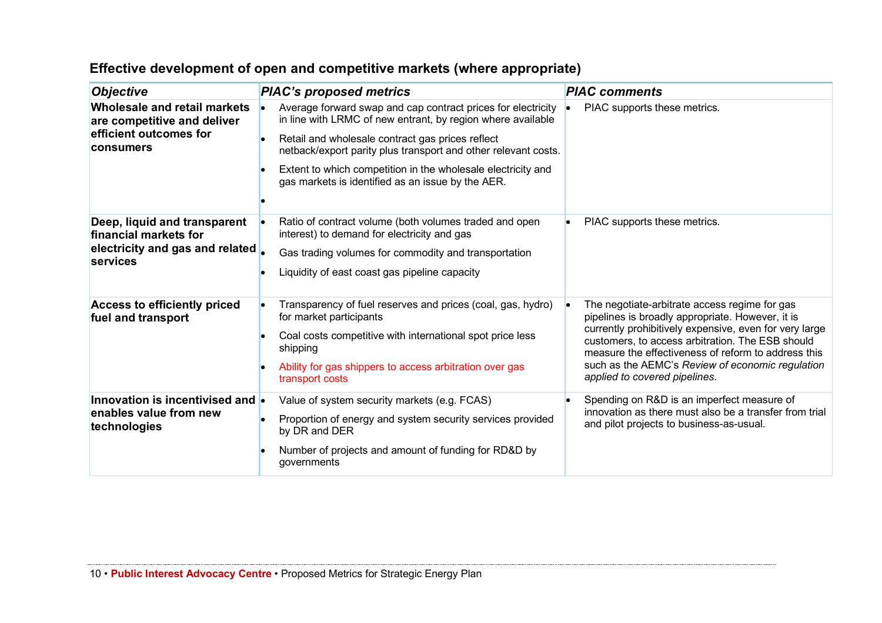## Effective development of open and competitive markets (where appropriate)

| *Objective* | *PIAC's proposed metrics* | *PIAC comments* |
|---|---|---|
| **Wholesale and retail markets are competitive and deliver efficient outcomes for consumers** | • Average forward swap and cap contract prices for electricity in line with LRMC of new entrant, by region where available<br>• Retail and wholesale contract gas prices reflect netback/export parity plus transport and other relevant costs.<br>• Extent to which competition in the wholesale electricity and gas markets is identified as an issue by the AER.<br>• | • PIAC supports these metrics. |
| **Deep, liquid and transparent financial markets for electricity and gas and related services** | • Ratio of contract volume (both volumes traded and open interest) to demand for electricity and gas<br>• Gas trading volumes for commodity and transportation<br>• Liquidity of east coast gas pipeline capacity | • PIAC supports these metrics. |
| **Access to efficiently priced fuel and transport** | • Transparency of fuel reserves and prices (coal, gas, hydro) for market participants<br>• Coal costs competitive with international spot price less shipping<br>• Ability for gas shippers to access arbitration over gas transport costs | • The negotiate-arbitrate access regime for gas pipelines is broadly appropriate. However, it is currently prohibitively expensive, even for very large customers, to access arbitration. The ESB should measure the effectiveness of reform to address this such as the AEMC's *Review of economic regulation applied to covered pipelines*. |
| **Innovation is incentivised and enables value from new technologies** | • Value of system security markets (e.g. FCAS)<br>• Proportion of energy and system security services provided by DR and DER<br>• Number of projects and amount of funding for RD&D by governments | • Spending on R&D is an imperfect measure of innovation as there must also be a transfer from trial and pilot projects to business-as-usual. |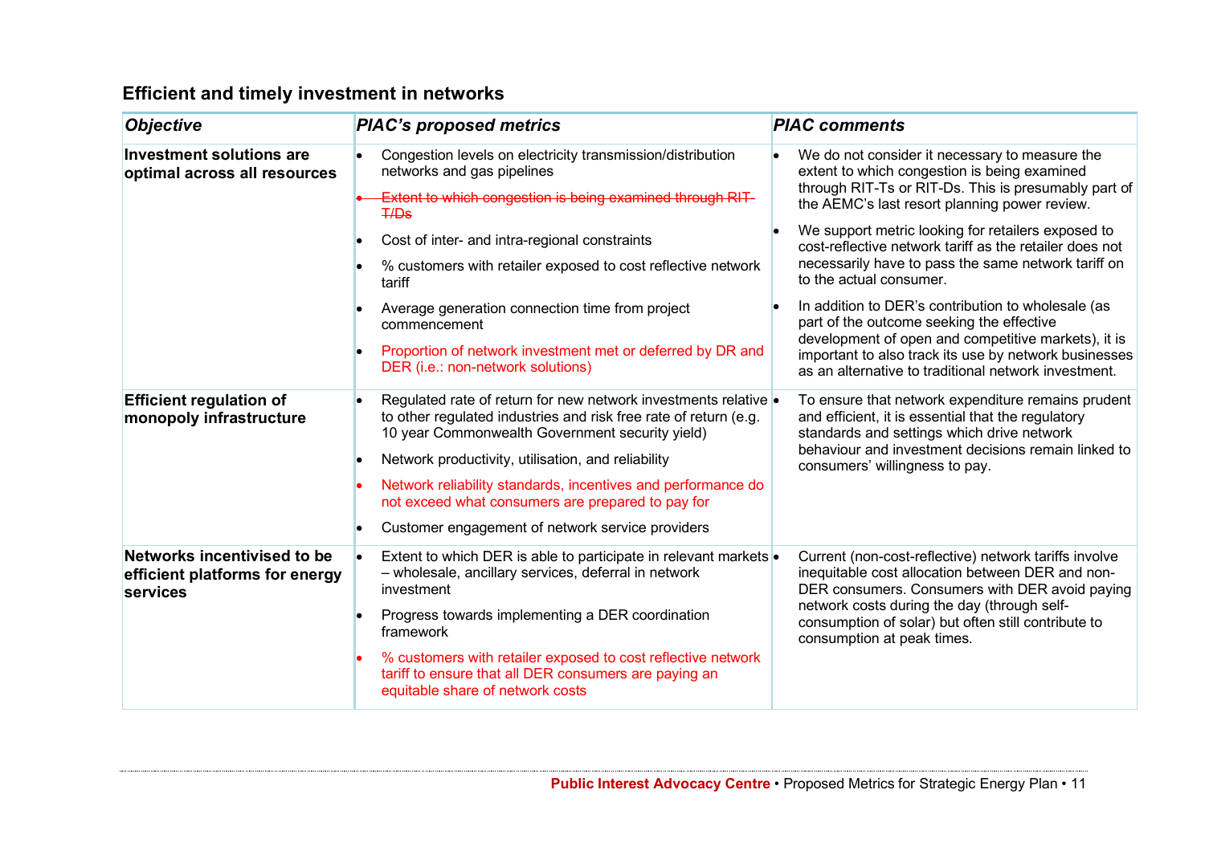## Efficient and timely investment in networks

| *Objective* | *PIAC's proposed metrics* | *PIAC comments* |
|---|---|---|
| **Investment solutions are optimal across all resources** | • Congestion levels on electricity transmission/distribution networks and gas pipelines<br>• ~~Extent to which congestion is being examined through RIT-T/Ds~~<br>• Cost of inter- and intra-regional constraints<br>• % customers with retailer exposed to cost reflective network tariff<br>• Average generation connection time from project commencement<br>• Proportion of network investment met or deferred by DR and DER (i.e.: non-network solutions) | • We do not consider it necessary to measure the extent to which congestion is being examined through RIT-Ts or RIT-Ds. This is presumably part of the AEMC's last resort planning power review.<br>• We support metric looking for retailers exposed to cost-reflective network tariff as the retailer does not necessarily have to pass the same network tariff on to the actual consumer.<br>• In addition to DER's contribution to wholesale (as part of the outcome seeking the effective development of open and competitive markets), it is important to also track its use by network businesses as an alternative to traditional network investment. |
| **Efficient regulation of monopoly infrastructure** | • Regulated rate of return for new network investments relative to other regulated industries and risk free rate of return (e.g. 10 year Commonwealth Government security yield)<br>• Network productivity, utilisation, and reliability<br>• Network reliability standards, incentives and performance do not exceed what consumers are prepared to pay for<br>• Customer engagement of network service providers | • To ensure that network expenditure remains prudent and efficient, it is essential that the regulatory standards and settings which drive network behaviour and investment decisions remain linked to consumers' willingness to pay. |
| **Networks incentivised to be efficient platforms for energy services** | • Extent to which DER is able to participate in relevant markets – wholesale, ancillary services, deferral in network investment<br>• Progress towards implementing a DER coordination framework<br>• % customers with retailer exposed to cost reflective network tariff to ensure that all DER consumers are paying an equitable share of network costs | • Current (non-cost-reflective) network tariffs involve inequitable cost allocation between DER and non-DER consumers. Consumers with DER avoid paying network costs during the day (through self-consumption of solar) but often still contribute to consumption at peak times. |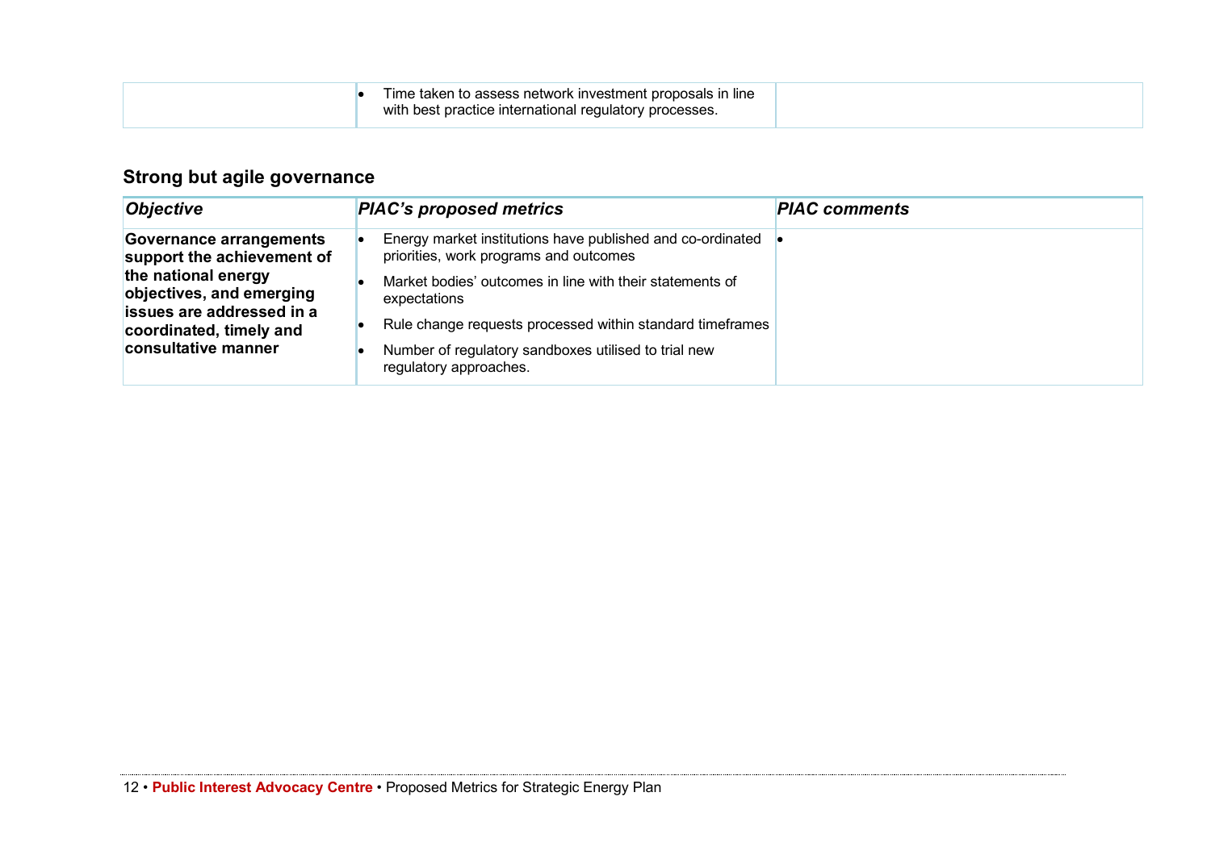| | | |
|---|---|---|
| | • Time taken to assess network investment proposals in line with best practice international regulatory processes. | |

## Strong but agile governance

| *Objective* | *PIAC's proposed metrics* | *PIAC comments* |
|---|---|---|
| **Governance arrangements support the achievement of the national energy objectives, and emerging issues are addressed in a coordinated, timely and consultative manner** | • Energy market institutions have published and co-ordinated priorities, work programs and outcomes<br>• Market bodies' outcomes in line with their statements of expectations<br>• Rule change requests processed within standard timeframes<br>• Number of regulatory sandboxes utilised to trial new regulatory approaches. | • |